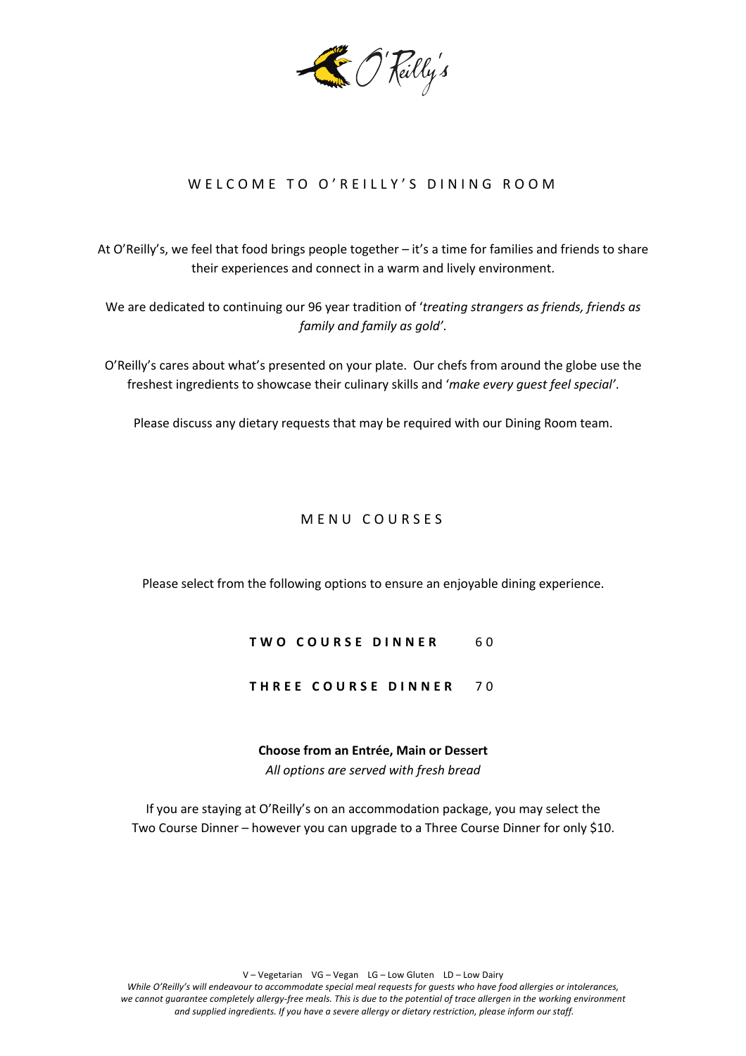O'Reilly's

# WELCOME TO O'REILLY'S DINING ROOM

At O'Reilly's, we feel that food brings people together – it's a time for families and friends to share their experiences and connect in a warm and lively environment.

We are dedicated to continuing our 96 year tradition of '*treating strangers as friends, friends as family and family as gold'*.

O'Reilly's cares about what's presented on your plate. Our chefs from around the globe use the freshest ingredients to showcase their culinary skills and '*make every guest feel special'*.

Please discuss any dietary requests that may be required with our Dining Room team.

## MENU COURSES

Please select from the following options to ensure an enjoyable dining experience.

**TWO COURSE DINNER** 60

**THREE COURSE DINNER** 70

**Choose from an Entrée, Main or Dessert**

*All options are served with fresh bread*

If you are staying at O'Reilly's on an accommodation package, you may select the Two Course Dinner – however you can upgrade to a Three Course Dinner for only $10.

V – Vegetarian VG – Vegan LG – Low Gluten LD – Low Dairy

*While O'Reilly's will endeavour to accommodate special meal requests for guests who have food allergies or intolerances, we cannot guarantee completely allergy-free meals. This is due to the potential of trace allergen in the working environment and supplied ingredients. If you have a severe allergy or dietary restriction, please inform our staff.*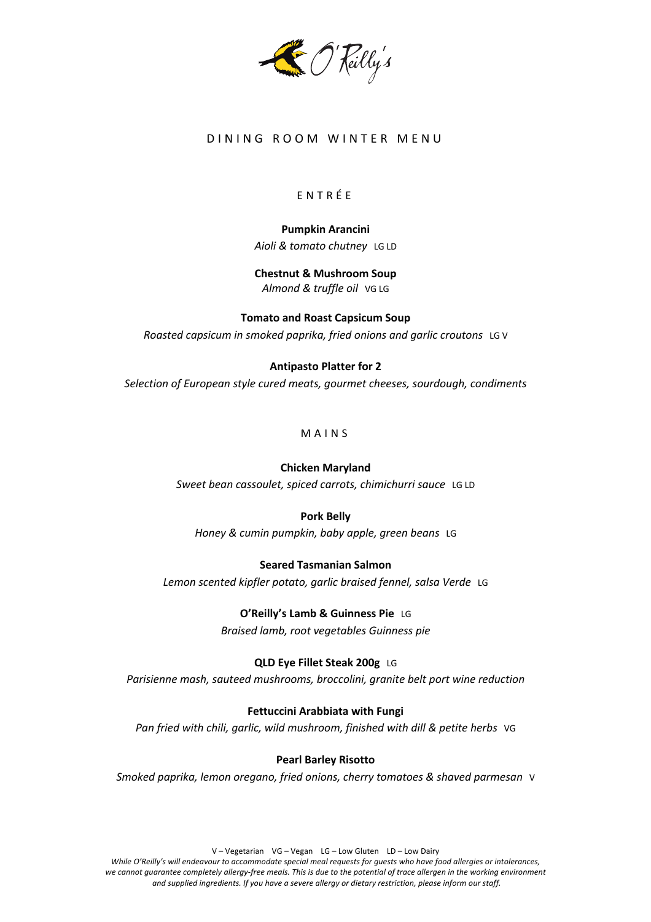O'Reilly's

# DINING ROOM WINTER MENU

## ENTRÉE

**Pumpkin Arancini**
*Aioli & tomato chutney* LG LD

**Chestnut & Mushroom Soup**
*Almond & truffle oil* VG LG

**Tomato and Roast Capsicum Soup**
*Roasted capsicum in smoked paprika, fried onions and garlic croutons* LG V

**Antipasto Platter for 2**
*Selection of European style cured meats, gourmet cheeses, sourdough, condiments*

## MAINS

**Chicken Maryland**
*Sweet bean cassoulet, spiced carrots, chimichurri sauce* LG LD

**Pork Belly**
*Honey & cumin pumpkin, baby apple, green beans* LG

**Seared Tasmanian Salmon**
*Lemon scented kipfler potato, garlic braised fennel, salsa Verde* LG

**O'Reilly's Lamb & Guinness Pie** LG
*Braised lamb, root vegetables Guinness pie*

**QLD Eye Fillet Steak 200g** LG
*Parisienne mash, sauteed mushrooms, broccolini, granite belt port wine reduction*

**Fettuccini Arabbiata with Fungi**
*Pan fried with chili, garlic, wild mushroom, finished with dill & petite herbs* VG

**Pearl Barley Risotto**
*Smoked paprika, lemon oregano, fried onions, cherry tomatoes & shaved parmesan* V

V – Vegetarian VG – Vegan LG – Low Gluten LD – Low Dairy

*While O'Reilly's will endeavour to accommodate special meal requests for guests who have food allergies or intolerances, we cannot guarantee completely allergy-free meals. This is due to the potential of trace allergen in the working environment and supplied ingredients. If you have a severe allergy or dietary restriction, please inform our staff.*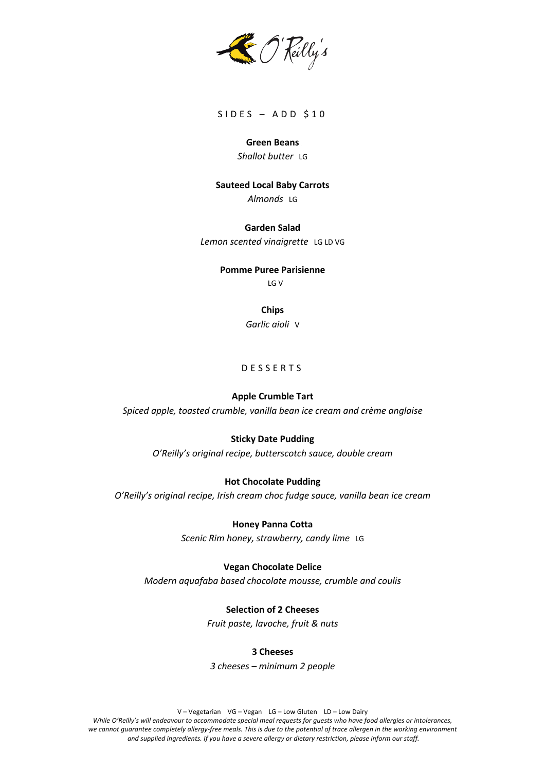O'Reilly's

## SIDES – ADD $10

**Green Beans**
*Shallot butter* LG

**Sauteed Local Baby Carrots**
*Almonds* LG

**Garden Salad**
*Lemon scented vinaigrette* LG LD VG

**Pomme Puree Parisienne**
LG V

**Chips**
*Garlic aioli* V

## DESSERTS

**Apple Crumble Tart**
*Spiced apple, toasted crumble, vanilla bean ice cream and crème anglaise*

**Sticky Date Pudding**
*O'Reilly's original recipe, butterscotch sauce, double cream*

**Hot Chocolate Pudding**
*O'Reilly's original recipe, Irish cream choc fudge sauce, vanilla bean ice cream*

**Honey Panna Cotta**
*Scenic Rim honey, strawberry, candy lime* LG

**Vegan Chocolate Delice**
*Modern aquafaba based chocolate mousse, crumble and coulis*

**Selection of 2 Cheeses**
*Fruit paste, lavoche, fruit & nuts*

**3 Cheeses**
*3 cheeses – minimum 2 people*

V – Vegetarian VG – Vegan LG – Low Gluten LD – Low Dairy

*While O'Reilly's will endeavour to accommodate special meal requests for guests who have food allergies or intolerances, we cannot guarantee completely allergy-free meals. This is due to the potential of trace allergen in the working environment and supplied ingredients. If you have a severe allergy or dietary restriction, please inform our staff.*